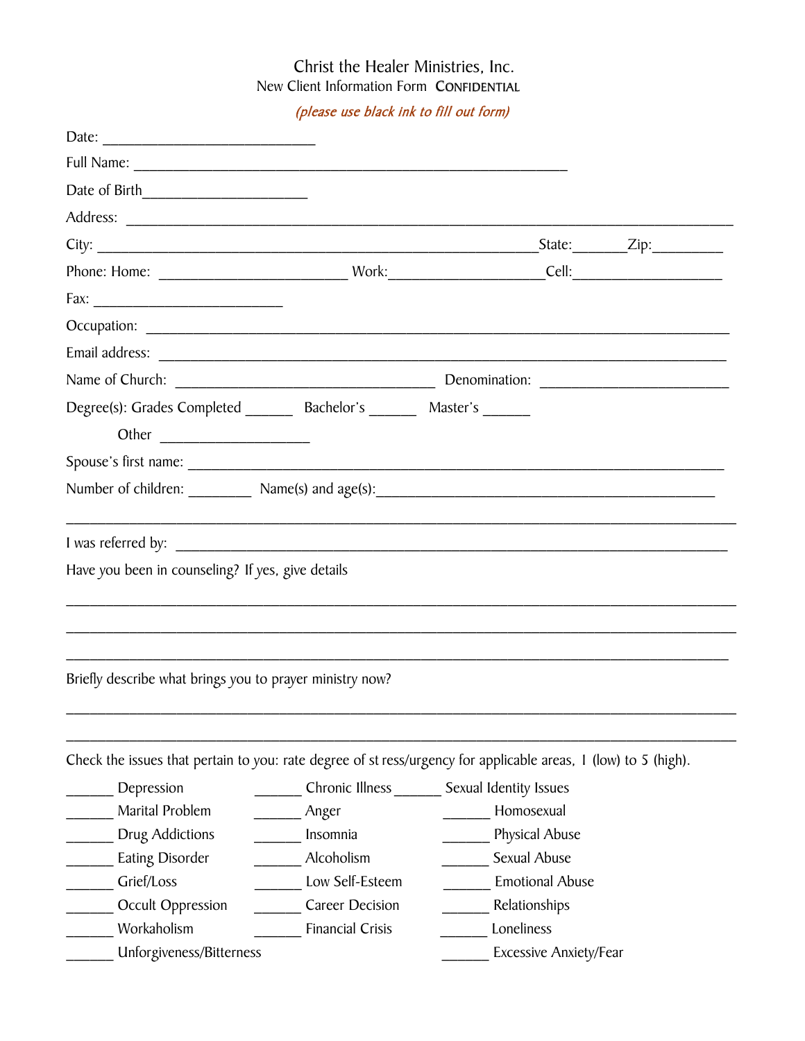# Christ the Healer Ministries, Inc.

New Client Information Form **CONFIDENTIAL**

*(please use black ink to fill out form)*

Date: ___________________________

Full Name: _______________________________________________________

Date of Birth_____________________

Address: ____________________________________________________________________________

City: ______________________________________________________State:_______Zip:_________

Phone: Home: ________________________ Work:____________________Cell:___________________

Fax: ________________________

Occupation: ___________________________________________________________________________

Email address: _________________________________________________________________________

Name of Church: _________________________________ Denomination: ________________________

Degree(s): Grades Completed ______ Bachelor's ______ Master's ______

Other ___________________

Spouse's first name: _____________________________________________________________________

Number of children: ________ Name(s) and age(s):__________________________________________

_________________________________________________________________________________________

I was referred by: _______________________________________________________________________

Have you been in counseling? If yes, give details

_________________________________________________________________________________________

_________________________________________________________________________________________

_________________________________________________________________________________________

Briefly describe what brings you to prayer ministry now?

_________________________________________________________________________________________

_________________________________________________________________________________________

Check the issues that pertain to you: rate degree of st ress/urgency for applicable areas, 1 (low) to 5 (high).

______ Depression

______ Marital Problem

______ Drug Addictions

______ Eating Disorder

______ Grief/Loss

______ Occult Oppression

______ Workaholism

______ Unforgiveness/Bitterness

______ Chronic Illness

______ Anger

______ Insomnia

______ Alcoholism

______ Low Self-Esteem

______ Career Decision

______ Financial Crisis

______ Sexual Identity Issues

______ Homosexual

______ Physical Abuse

______ Sexual Abuse

______ Emotional Abuse

______ Relationships

______ Loneliness

______ Excessive Anxiety/Fear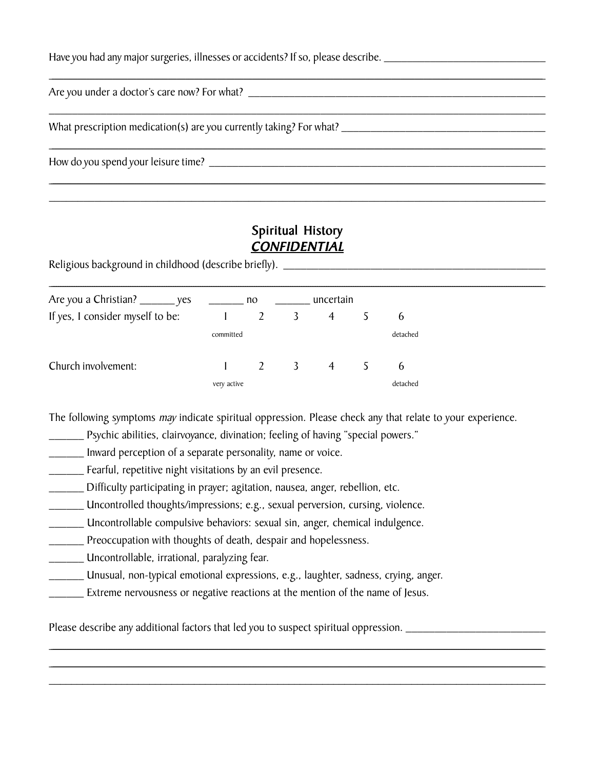Have you had any major surgeries, illnesses or accidents? If so, please describe. ______________________________

________________________________________________________________________________________________

Are you under a doctor's care now? For what? ____________________________________________________________

________________________________________________________________________________________________

What prescription medication(s) are you currently taking? For what? ______________________________________

________________________________________________________________________________________________

How do you spend your leisure time? ____________________________________________________________________

________________________________________________________________________________________________

________________________________________________________________________________________________

## Spiritual History
## ***CONFIDENTIAL***

Religious background in childhood (describe briefly). _______________________________________________

________________________________________________________________________________________________

Are you a Christian? _______ yes _______ no _______ uncertain

| | 1 | 2 | 3 | 4 | 5 | 6 |
|---|---|---|---|---|---|---|
| If yes, I consider myself to be: | 1 committed | 2 | 3 | 4 | 5 | 6 detached |
| Church involvement: | 1 very active | 2 | 3 | 4 | 5 | 6 detached |

The following symptoms *may* indicate spiritual oppression. Please check any that relate to your experience.

_______ Psychic abilities, clairvoyance, divination; feeling of having "special powers."
_______ Inward perception of a separate personality, name or voice.
_______ Fearful, repetitive night visitations by an evil presence.
_______ Difficulty participating in prayer; agitation, nausea, anger, rebellion, etc.
_______ Uncontrolled thoughts/impressions; e.g., sexual perversion, cursing, violence.
_______ Uncontrollable compulsive behaviors: sexual sin, anger, chemical indulgence.
_______ Preoccupation with thoughts of death, despair and hopelessness.
_______ Uncontrollable, irrational, paralyzing fear.
_______ Unusual, non-typical emotional expressions, e.g., laughter, sadness, crying, anger.
_______ Extreme nervousness or negative reactions at the mention of the name of Jesus.

Please describe any additional factors that led you to suspect spiritual oppression. ___________________________

________________________________________________________________________________________________

________________________________________________________________________________________________

________________________________________________________________________________________________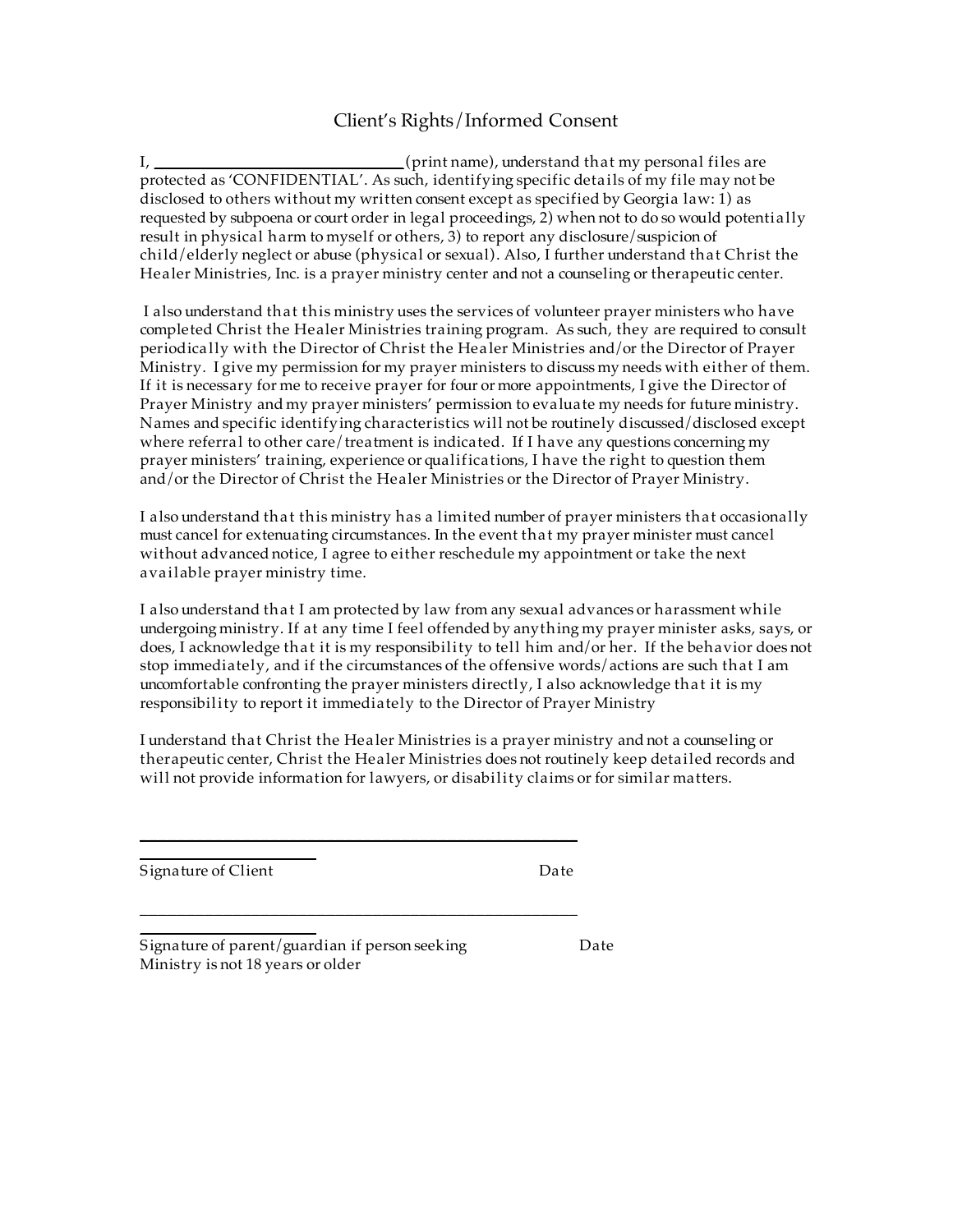# Client's Rights/Informed Consent

I, ______________________________ (print name), understand that my personal files are protected as 'CONFIDENTIAL'. As such, identifying specific details of my file may not be disclosed to others without my written consent except as specified by Georgia law: 1) as requested by subpoena or court order in legal proceedings, 2) when not to do so would potentially result in physical harm to myself or others, 3) to report any disclosure/suspicion of child/elderly neglect or abuse (physical or sexual). Also, I further understand that Christ the Healer Ministries, Inc. is a prayer ministry center and not a counseling or therapeutic center.

I also understand that this ministry uses the services of volunteer prayer ministers who have completed Christ the Healer Ministries training program. As such, they are required to consult periodically with the Director of Christ the Healer Ministries and/or the Director of Prayer Ministry. I give my permission for my prayer ministers to discuss my needs with either of them. If it is necessary for me to receive prayer for four or more appointments, I give the Director of Prayer Ministry and my prayer ministers' permission to evaluate my needs for future ministry. Names and specific identifying characteristics will not be routinely discussed/disclosed except where referral to other care/treatment is indicated. If I have any questions concerning my prayer ministers' training, experience or qualifications, I have the right to question them and/or the Director of Christ the Healer Ministries or the Director of Prayer Ministry.

I also understand that this ministry has a limited number of prayer ministers that occasionally must cancel for extenuating circumstances. In the event that my prayer minister must cancel without advanced notice, I agree to either reschedule my appointment or take the next available prayer ministry time.

I also understand that I am protected by law from any sexual advances or harassment while undergoing ministry. If at any time I feel offended by anything my prayer minister asks, says, or does, I acknowledge that it is my responsibility to tell him and/or her. If the behavior does not stop immediately, and if the circumstances of the offensive words/actions are such that I am uncomfortable confronting the prayer ministers directly, I also acknowledge that it is my responsibility to report it immediately to the Director of Prayer Ministry

I understand that Christ the Healer Ministries is a prayer ministry and not a counseling or therapeutic center, Christ the Healer Ministries does not routinely keep detailed records and will not provide information for lawyers, or disability claims or for similar matters.

______________________________________________________

Signature of Client                                                    Date

______________________________________________________

Signature of parent/guardian if person seeking                    Date
Ministry is not 18 years or older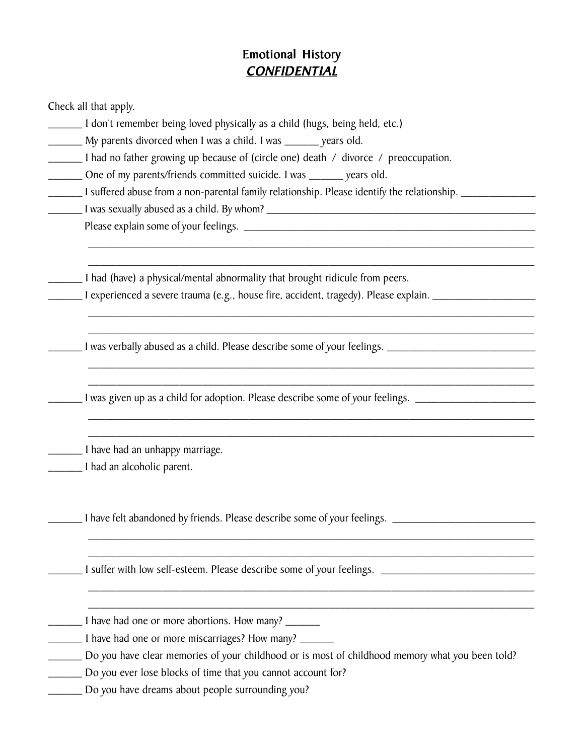# Emotional History

## ***CONFIDENTIAL***

Check all that apply.

______ I don't remember being loved physically as a child (hugs, being held, etc.)

______ My parents divorced when I was a child. I was ______ years old.

______ I had no father growing up because of (circle one) death / divorce / preoccupation.

______ One of my parents/friends committed suicide. I was ______ years old.

______ I suffered abuse from a non-parental family relationship. Please identify the relationship. ______________

______ I was sexually abused as a child. By whom? ____________________________________________

Please explain some of your feelings. ____________________________________________

____________________________________________________________________________

____________________________________________________________________________

______ I had (have) a physical/mental abnormality that brought ridicule from peers.

______ I experienced a severe trauma (e.g., house fire, accident, tragedy). Please explain. ____________________

____________________________________________________________________________

____________________________________________________________________________

______ I was verbally abused as a child. Please describe some of your feelings. ____________________________

____________________________________________________________________________

____________________________________________________________________________

______ I was given up as a child for adoption. Please describe some of your feelings. ______________________

____________________________________________________________________________

____________________________________________________________________________

______ I have had an unhappy marriage.

______ I had an alcoholic parent.

______ I have felt abandoned by friends. Please describe some of your feelings. ___________________________

____________________________________________________________________________

____________________________________________________________________________

______ I suffer with low self-esteem. Please describe some of your feelings. ____________________________

____________________________________________________________________________

____________________________________________________________________________

______ I have had one or more abortions. How many? ______

______ I have had one or more miscarriages? How many? ______

______ Do you have clear memories of your childhood or is most of childhood memory what you been told?

______ Do you ever lose blocks of time that you cannot account for?

______ Do you have dreams about people surrounding you?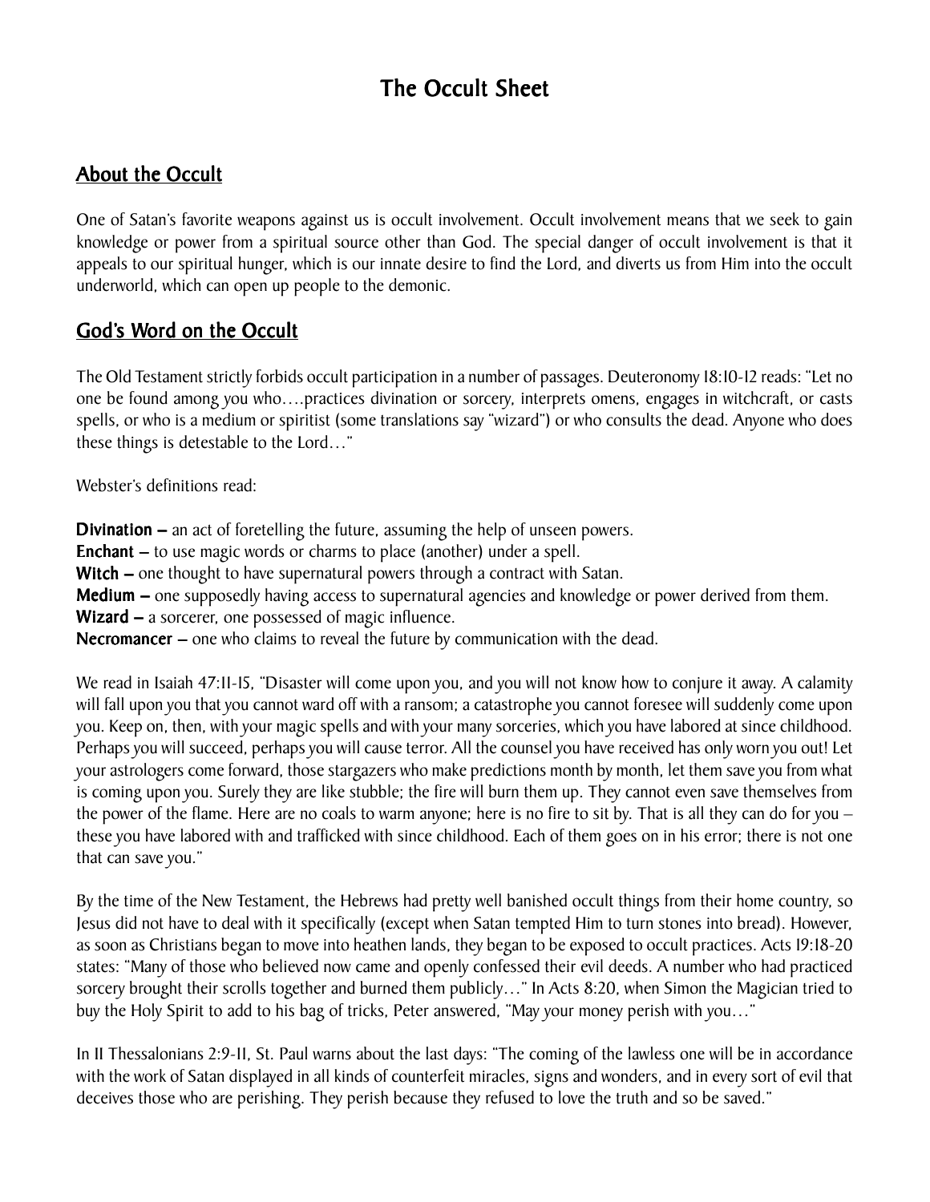# The Occult Sheet

## About the Occult

One of Satan's favorite weapons against us is occult involvement. Occult involvement means that we seek to gain knowledge or power from a spiritual source other than God. The special danger of occult involvement is that it appeals to our spiritual hunger, which is our innate desire to find the Lord, and diverts us from Him into the occult underworld, which can open up people to the demonic.

## God's Word on the Occult

The Old Testament strictly forbids occult participation in a number of passages. Deuteronomy 18:10-12 reads: "Let no one be found among you who….practices divination or sorcery, interprets omens, engages in witchcraft, or casts spells, or who is a medium or spiritist (some translations say "wizard") or who consults the dead. Anyone who does these things is detestable to the Lord…"

Webster's definitions read:

**Divination** – an act of foretelling the future, assuming the help of unseen powers.
**Enchant** – to use magic words or charms to place (another) under a spell.
**Witch** – one thought to have supernatural powers through a contract with Satan.
**Medium** – one supposedly having access to supernatural agencies and knowledge or power derived from them.
**Wizard** – a sorcerer, one possessed of magic influence.
**Necromancer** – one who claims to reveal the future by communication with the dead.

We read in Isaiah 47:11-15, "Disaster will come upon you, and you will not know how to conjure it away. A calamity will fall upon you that you cannot ward off with a ransom; a catastrophe you cannot foresee will suddenly come upon you. Keep on, then, with your magic spells and with your many sorceries, which you have labored at since childhood. Perhaps you will succeed, perhaps you will cause terror. All the counsel you have received has only worn you out! Let your astrologers come forward, those stargazers who make predictions month by month, let them save you from what is coming upon you. Surely they are like stubble; the fire will burn them up. They cannot even save themselves from the power of the flame. Here are no coals to warm anyone; here is no fire to sit by. That is all they can do for you – these you have labored with and trafficked with since childhood. Each of them goes on in his error; there is not one that can save you."

By the time of the New Testament, the Hebrews had pretty well banished occult things from their home country, so Jesus did not have to deal with it specifically (except when Satan tempted Him to turn stones into bread). However, as soon as Christians began to move into heathen lands, they began to be exposed to occult practices. Acts 19:18-20 states: "Many of those who believed now came and openly confessed their evil deeds. A number who had practiced sorcery brought their scrolls together and burned them publicly…" In Acts 8:20, when Simon the Magician tried to buy the Holy Spirit to add to his bag of tricks, Peter answered, "May your money perish with you…"

In II Thessalonians 2:9-11, St. Paul warns about the last days: "The coming of the lawless one will be in accordance with the work of Satan displayed in all kinds of counterfeit miracles, signs and wonders, and in every sort of evil that deceives those who are perishing. They perish because they refused to love the truth and so be saved."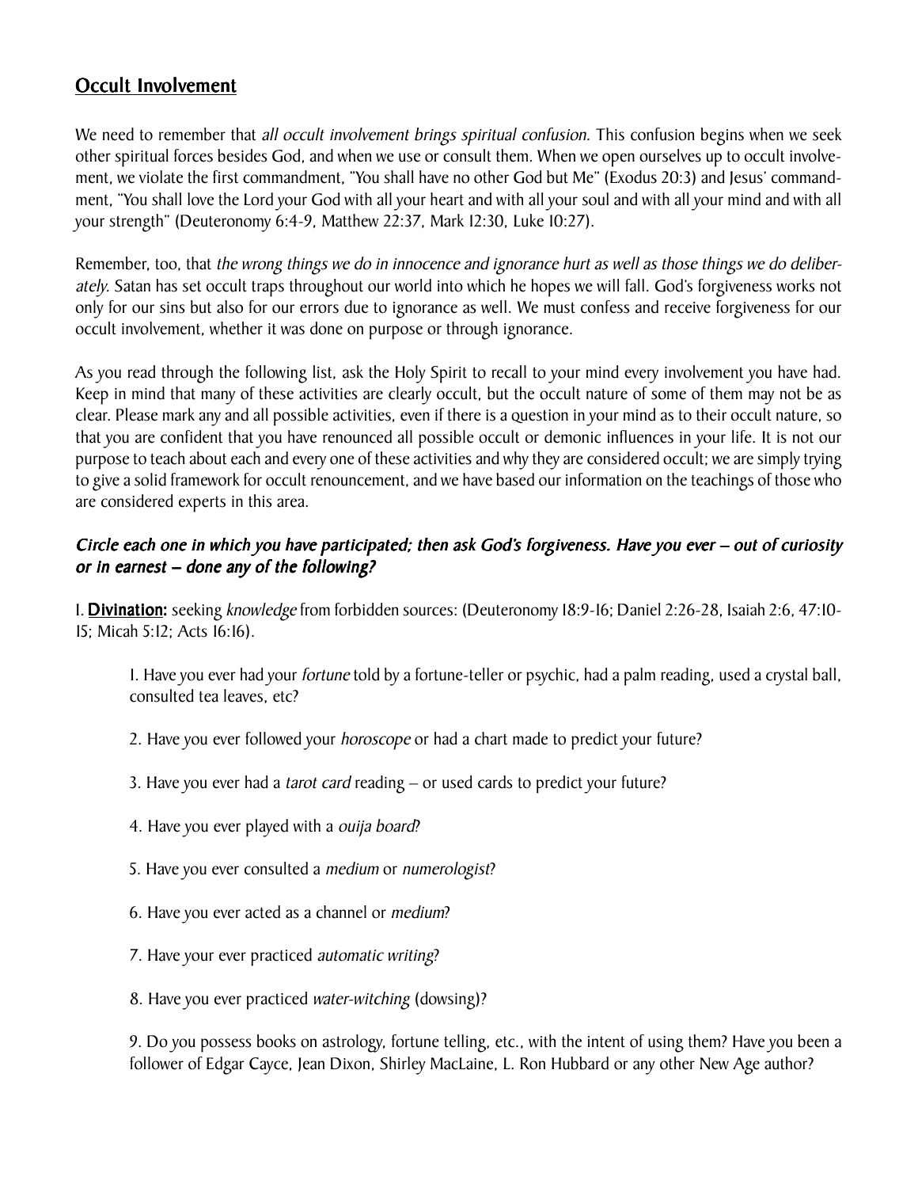## Occult Involvement

We need to remember that *all occult involvement brings spiritual confusion.* This confusion begins when we seek other spiritual forces besides God, and when we use or consult them. When we open ourselves up to occult involvement, we violate the first commandment, "You shall have no other God but Me" (Exodus 20:3) and Jesus' commandment, "You shall love the Lord your God with all your heart and with all your soul and with all your mind and with all your strength" (Deuteronomy 6:4-9, Matthew 22:37, Mark 12:30, Luke 10:27).

Remember, too, that *the wrong things we do in innocence and ignorance hurt as well as those things we do deliberately.* Satan has set occult traps throughout our world into which he hopes we will fall. God's forgiveness works not only for our sins but also for our errors due to ignorance as well. We must confess and receive forgiveness for our occult involvement, whether it was done on purpose or through ignorance.

As you read through the following list, ask the Holy Spirit to recall to your mind every involvement you have had. Keep in mind that many of these activities are clearly occult, but the occult nature of some of them may not be as clear. Please mark any and all possible activities, even if there is a question in your mind as to their occult nature, so that you are confident that you have renounced all possible occult or demonic influences in your life. It is not our purpose to teach about each and every one of these activities and why they are considered occult; we are simply trying to give a solid framework for occult renouncement, and we have based our information on the teachings of those who are considered experts in this area.

***Circle each one in which you have participated; then ask God's forgiveness. Have you ever – out of curiosity or in earnest – done any of the following?***

I. **Divination:** seeking *knowledge* from forbidden sources: (Deuteronomy 18:9-16; Daniel 2:26-28, Isaiah 2:6, 47:10-15; Micah 5:12; Acts 16:16).

1. Have you ever had your *fortune* told by a fortune-teller or psychic, had a palm reading, used a crystal ball, consulted tea leaves, etc?

2. Have you ever followed your *horoscope* or had a chart made to predict your future?

3. Have you ever had a *tarot card* reading – or used cards to predict your future?

4. Have you ever played with a *ouija board*?

5. Have you ever consulted a *medium* or *numerologist*?

6. Have you ever acted as a channel or *medium*?

7. Have your ever practiced *automatic writing*?

8. Have you ever practiced *water-witching* (dowsing)?

9. Do you possess books on astrology, fortune telling, etc., with the intent of using them? Have you been a follower of Edgar Cayce, Jean Dixon, Shirley MacLaine, L. Ron Hubbard or any other New Age author?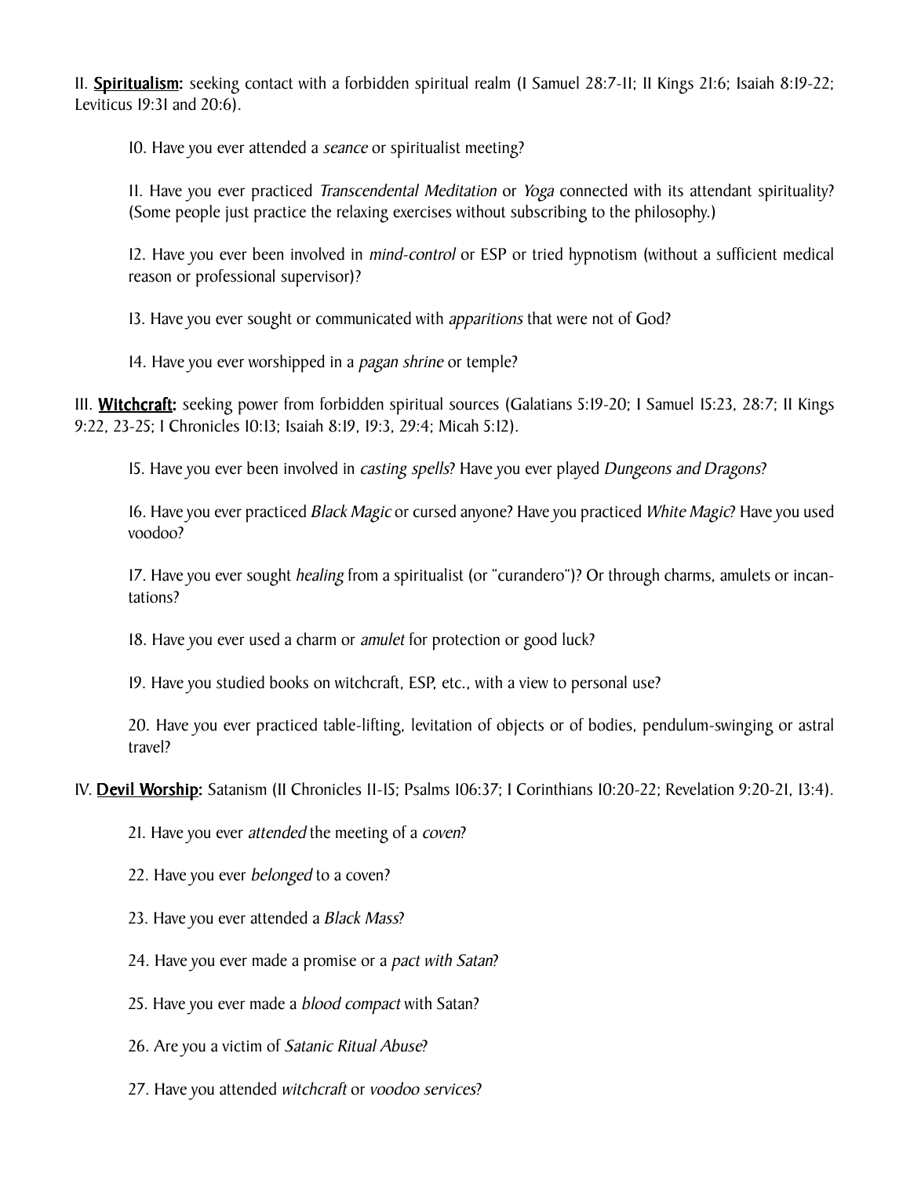II. **<u>Spiritualism</u>:** seeking contact with a forbidden spiritual realm (I Samuel 28:7-11; II Kings 21:6; Isaiah 8:19-22; Leviticus 19:31 and 20:6).

10. Have you ever attended a *seance* or spiritualist meeting?

11. Have you ever practiced *Transcendental Meditation* or *Yoga* connected with its attendant spirituality? (Some people just practice the relaxing exercises without subscribing to the philosophy.)

12. Have you ever been involved in *mind-control* or ESP or tried hypnotism (without a sufficient medical reason or professional supervisor)?

13. Have you ever sought or communicated with *apparitions* that were not of God?

14. Have you ever worshipped in a *pagan shrine* or temple?

III. **<u>Witchcraft</u>:** seeking power from forbidden spiritual sources (Galatians 5:19-20; I Samuel 15:23, 28:7; II Kings 9:22, 23-25; I Chronicles 10:13; Isaiah 8:19, 19:3, 29:4; Micah 5:12).

15. Have you ever been involved in *casting spells*? Have you ever played *Dungeons and Dragons*?

16. Have you ever practiced *Black Magic* or cursed anyone? Have you practiced *White Magic*? Have you used voodoo?

17. Have you ever sought *healing* from a spiritualist (or "curandero")? Or through charms, amulets or incantations?

18. Have you ever used a charm or *amulet* for protection or good luck?

19. Have you studied books on witchcraft, ESP, etc., with a view to personal use?

20. Have you ever practiced table-lifting, levitation of objects or of bodies, pendulum-swinging or astral travel?

IV. **<u>Devil Worship</u>:** Satanism (II Chronicles 11-15; Psalms 106:37; I Corinthians 10:20-22; Revelation 9:20-21, 13:4).

21. Have you ever *attended* the meeting of a *coven*?

22. Have you ever *belonged* to a coven?

23. Have you ever attended a *Black Mass*?

24. Have you ever made a promise or a *pact with Satan*?

25. Have you ever made a *blood compact* with Satan?

26. Are you a victim of *Satanic Ritual Abuse*?

27. Have you attended *witchcraft* or *voodoo services*?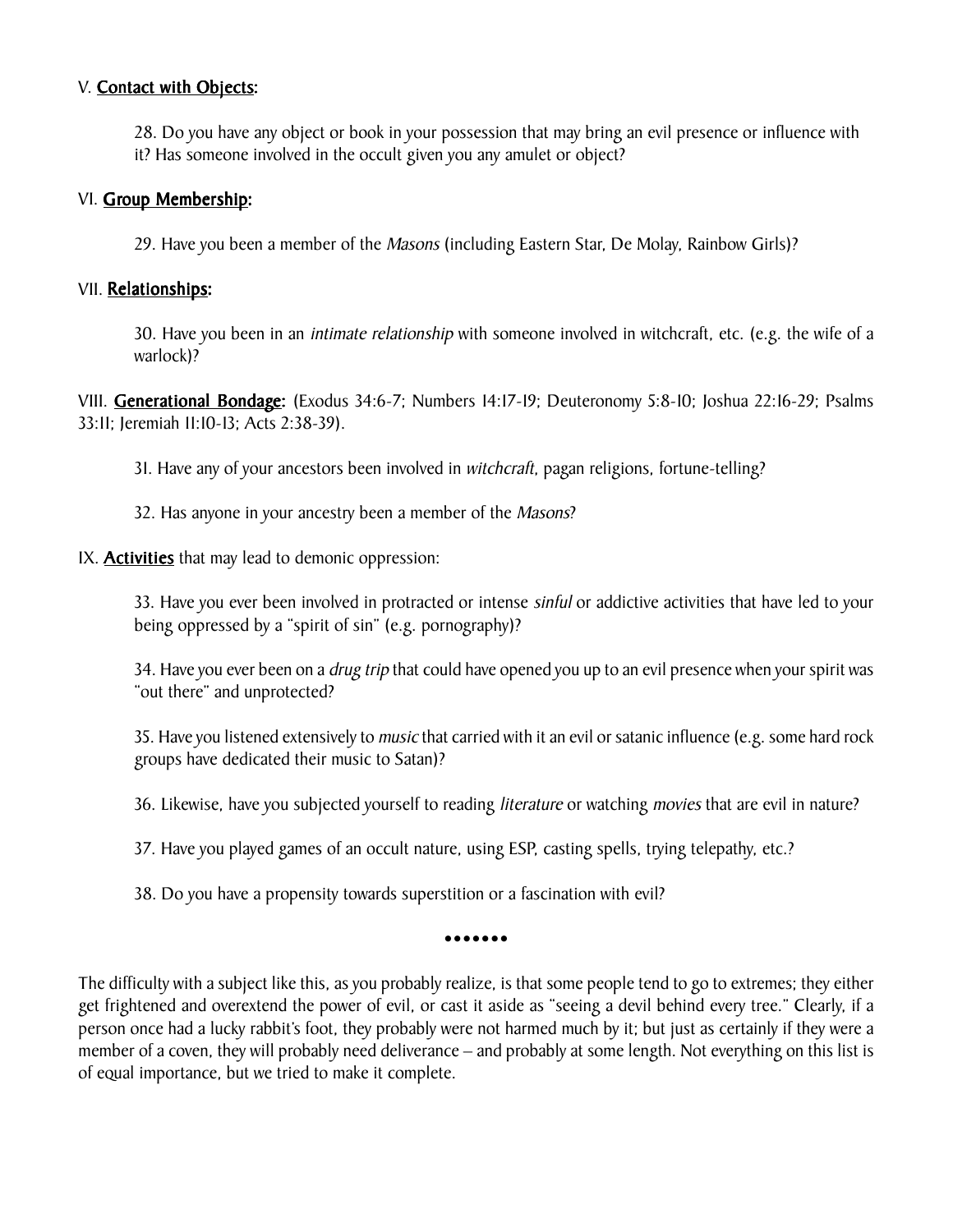V. <u>**Contact with Objects:**</u>

28. Do you have any object or book in your possession that may bring an evil presence or influence with it? Has someone involved in the occult given you any amulet or object?

VI. <u>**Group Membership:**</u>

29. Have you been a member of the *Masons* (including Eastern Star, De Molay, Rainbow Girls)?

VII. <u>**Relationships:**</u>

30. Have you been in an *intimate relationship* with someone involved in witchcraft, etc. (e.g. the wife of a warlock)?

VIII. <u>**Generational Bondage:**</u> (Exodus 34:6-7; Numbers 14:17-19; Deuteronomy 5:8-10; Joshua 22:16-29; Psalms 33:11; Jeremiah 11:10-13; Acts 2:38-39).

31. Have any of your ancestors been involved in *witchcraft*, pagan religions, fortune-telling?

32. Has anyone in your ancestry been a member of the *Masons*?

IX. <u>**Activities**</u> that may lead to demonic oppression:

33. Have you ever been involved in protracted or intense *sinful* or addictive activities that have led to your being oppressed by a "spirit of sin" (e.g. pornography)?

34. Have you ever been on a *drug trip* that could have opened you up to an evil presence when your spirit was "out there" and unprotected?

35. Have you listened extensively to *music* that carried with it an evil or satanic influence (e.g. some hard rock groups have dedicated their music to Satan)?

36. Likewise, have you subjected yourself to reading *literature* or watching *movies* that are evil in nature?

37. Have you played games of an occult nature, using ESP, casting spells, trying telepathy, etc.?

38. Do you have a propensity towards superstition or a fascination with evil?

•••••••

The difficulty with a subject like this, as you probably realize, is that some people tend to go to extremes; they either get frightened and overextend the power of evil, or cast it aside as "seeing a devil behind every tree." Clearly, if a person once had a lucky rabbit's foot, they probably were not harmed much by it; but just as certainly if they were a member of a coven, they will probably need deliverance – and probably at some length. Not everything on this list is of equal importance, but we tried to make it complete.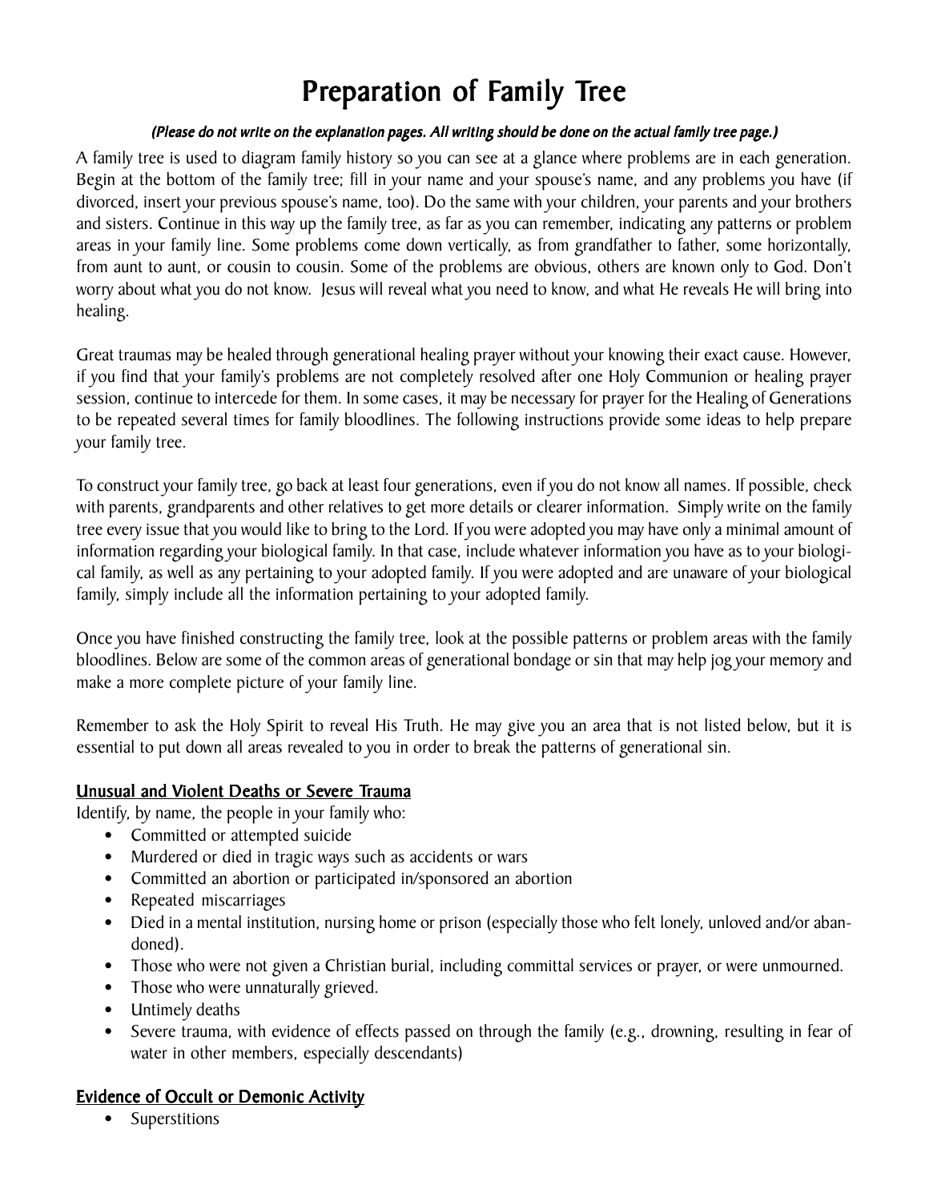# Preparation of Family Tree

*(Please do not write on the explanation pages. All writing should be done on the actual family tree page.)*

A family tree is used to diagram family history so you can see at a glance where problems are in each generation. Begin at the bottom of the family tree; fill in your name and your spouse's name, and any problems you have (if divorced, insert your previous spouse's name, too). Do the same with your children, your parents and your brothers and sisters. Continue in this way up the family tree, as far as you can remember, indicating any patterns or problem areas in your family line. Some problems come down vertically, as from grandfather to father, some horizontally, from aunt to aunt, or cousin to cousin. Some of the problems are obvious, others are known only to God. Don't worry about what you do not know. Jesus will reveal what you need to know, and what He reveals He will bring into healing.

Great traumas may be healed through generational healing prayer without your knowing their exact cause. However, if you find that your family's problems are not completely resolved after one Holy Communion or healing prayer session, continue to intercede for them. In some cases, it may be necessary for prayer for the Healing of Generations to be repeated several times for family bloodlines. The following instructions provide some ideas to help prepare your family tree.

To construct your family tree, go back at least four generations, even if you do not know all names. If possible, check with parents, grandparents and other relatives to get more details or clearer information. Simply write on the family tree every issue that you would like to bring to the Lord. If you were adopted you may have only a minimal amount of information regarding your biological family. In that case, include whatever information you have as to your biological family, as well as any pertaining to your adopted family. If you were adopted and are unaware of your biological family, simply include all the information pertaining to your adopted family.

Once you have finished constructing the family tree, look at the possible patterns or problem areas with the family bloodlines. Below are some of the common areas of generational bondage or sin that may help jog your memory and make a more complete picture of your family line.

Remember to ask the Holy Spirit to reveal His Truth. He may give you an area that is not listed below, but it is essential to put down all areas revealed to you in order to break the patterns of generational sin.

### Unusual and Violent Deaths or Severe Trauma

Identify, by name, the people in your family who:

- Committed or attempted suicide
- Murdered or died in tragic ways such as accidents or wars
- Committed an abortion or participated in/sponsored an abortion
- Repeated miscarriages
- Died in a mental institution, nursing home or prison (especially those who felt lonely, unloved and/or abandoned).
- Those who were not given a Christian burial, including committal services or prayer, or were unmourned.
- Those who were unnaturally grieved.
- Untimely deaths
- Severe trauma, with evidence of effects passed on through the family (e.g., drowning, resulting in fear of water in other members, especially descendants)

### Evidence of Occult or Demonic Activity

- Superstitions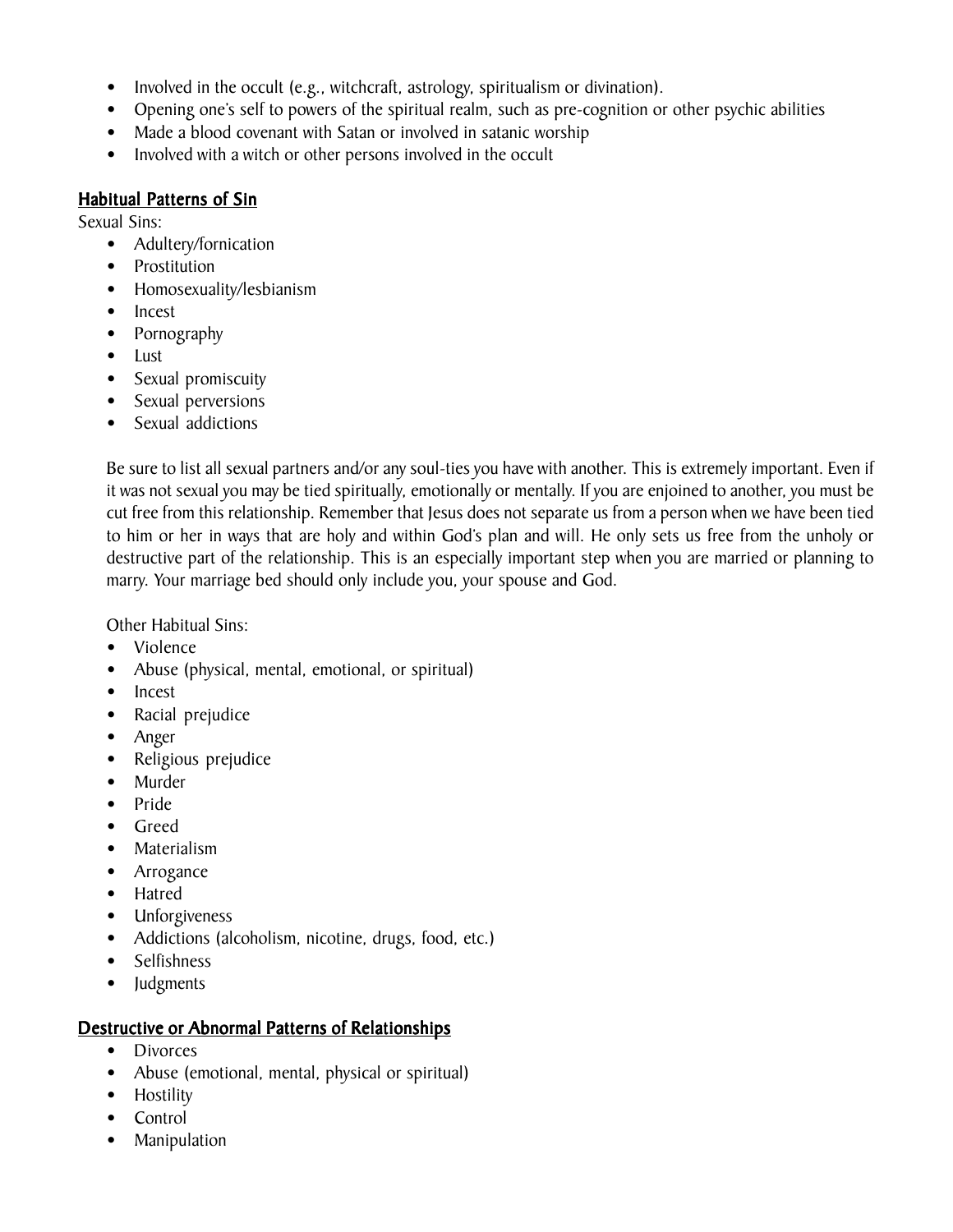- Involved in the occult (e.g., witchcraft, astrology, spiritualism or divination).
- Opening one's self to powers of the spiritual realm, such as pre-cognition or other psychic abilities
- Made a blood covenant with Satan or involved in satanic worship
- Involved with a witch or other persons involved in the occult

## Habitual Patterns of Sin

Sexual Sins:

- Adultery/fornication
- Prostitution
- Homosexuality/lesbianism
- Incest
- Pornography
- Lust
- Sexual promiscuity
- Sexual perversions
- Sexual addictions

Be sure to list all sexual partners and/or any soul-ties you have with another. This is extremely important. Even if it was not sexual you may be tied spiritually, emotionally or mentally. If you are enjoined to another, you must be cut free from this relationship. Remember that Jesus does not separate us from a person when we have been tied to him or her in ways that are holy and within God's plan and will. He only sets us free from the unholy or destructive part of the relationship. This is an especially important step when you are married or planning to marry. Your marriage bed should only include you, your spouse and God.

Other Habitual Sins:

- Violence
- Abuse (physical, mental, emotional, or spiritual)
- Incest
- Racial prejudice
- Anger
- Religious prejudice
- Murder
- Pride
- Greed
- Materialism
- Arrogance
- Hatred
- Unforgiveness
- Addictions (alcoholism, nicotine, drugs, food, etc.)
- Selfishness
- Judgments

## Destructive or Abnormal Patterns of Relationships

- Divorces
- Abuse (emotional, mental, physical or spiritual)
- Hostility
- Control
- Manipulation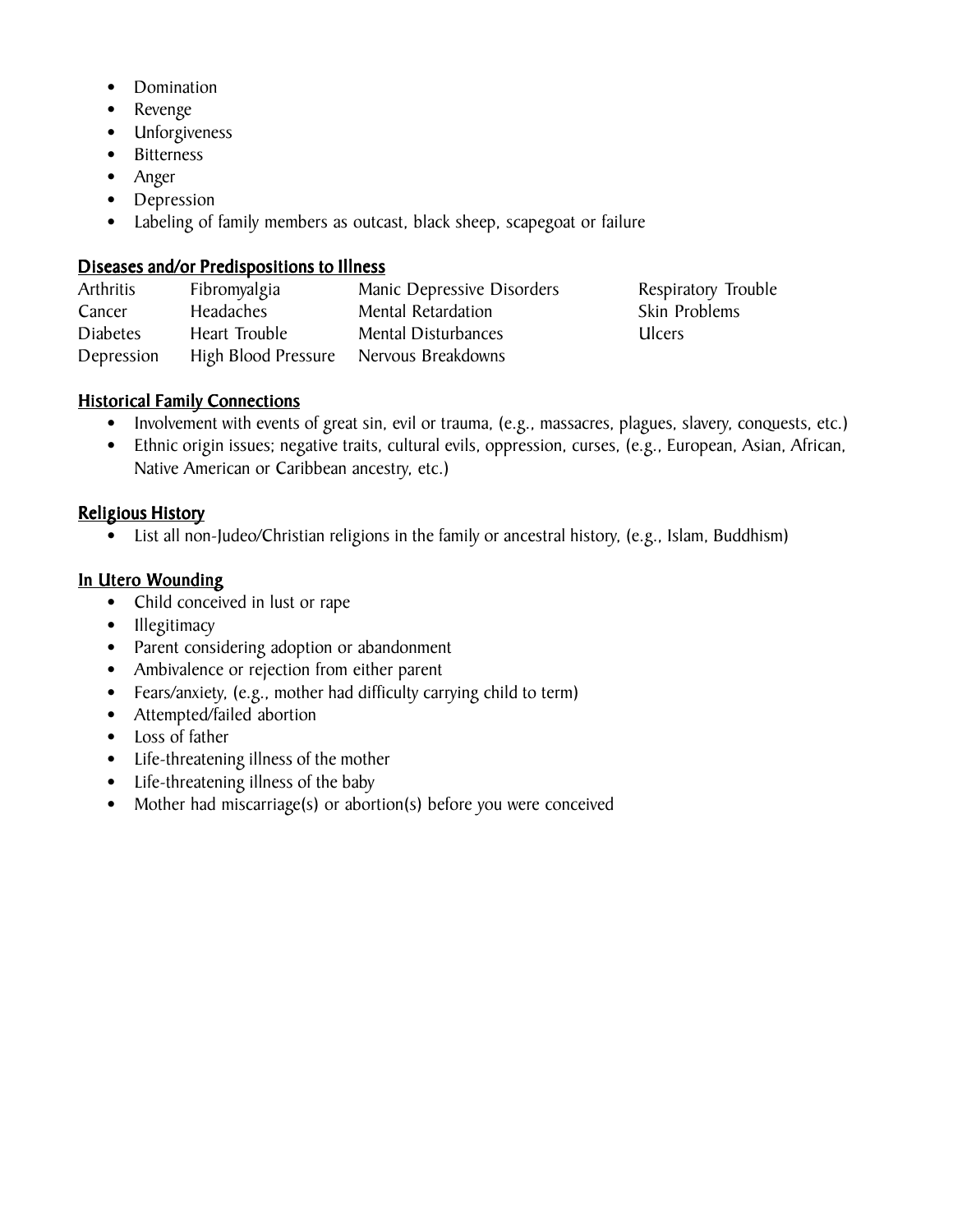- Domination
- Revenge
- Unforgiveness
- Bitterness
- Anger
- Depression
- Labeling of family members as outcast, black sheep, scapegoat or failure

**Diseases and/or Predispositions to Illness**

| | | | |
|---|---|---|---|
| Arthritis | Fibromyalgia | Manic Depressive Disorders | Respiratory Trouble |
| Cancer | Headaches | Mental Retardation | Skin Problems |
| Diabetes | Heart Trouble | Mental Disturbances | Ulcers |
| Depression | High Blood Pressure | Nervous Breakdowns | |

**Historical Family Connections**

- Involvement with events of great sin, evil or trauma, (e.g., massacres, plagues, slavery, conquests, etc.)
- Ethnic origin issues; negative traits, cultural evils, oppression, curses, (e.g., European, Asian, African, Native American or Caribbean ancestry, etc.)

**Religious History**

- List all non-Judeo/Christian religions in the family or ancestral history, (e.g., Islam, Buddhism)

**In Utero Wounding**

- Child conceived in lust or rape
- Illegitimacy
- Parent considering adoption or abandonment
- Ambivalence or rejection from either parent
- Fears/anxiety, (e.g., mother had difficulty carrying child to term)
- Attempted/failed abortion
- Loss of father
- Life-threatening illness of the mother
- Life-threatening illness of the baby
- Mother had miscarriage(s) or abortion(s) before you were conceived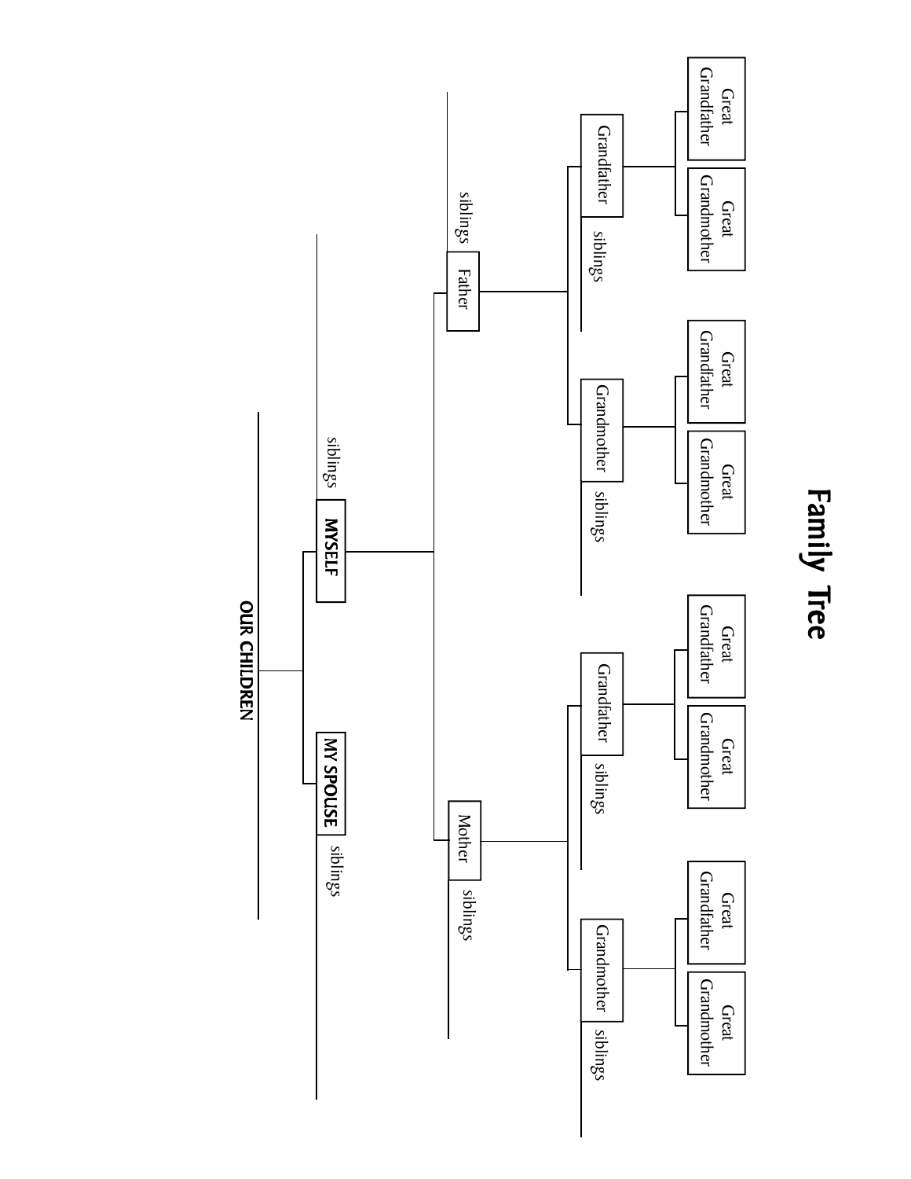# Family Tree

Great Grandfather

Great Grandmother

Grandfather

siblings

Great Grandfather

Great Grandmother

Grandmother

siblings

Father

siblings

Great Grandfather

Great Grandmother

Grandfather

siblings

Great Grandfather

Great Grandmother

Grandmother

siblings

Mother

siblings

**MYSELF**

siblings

**MY SPOUSE**

siblings

**OUR CHILDREN**